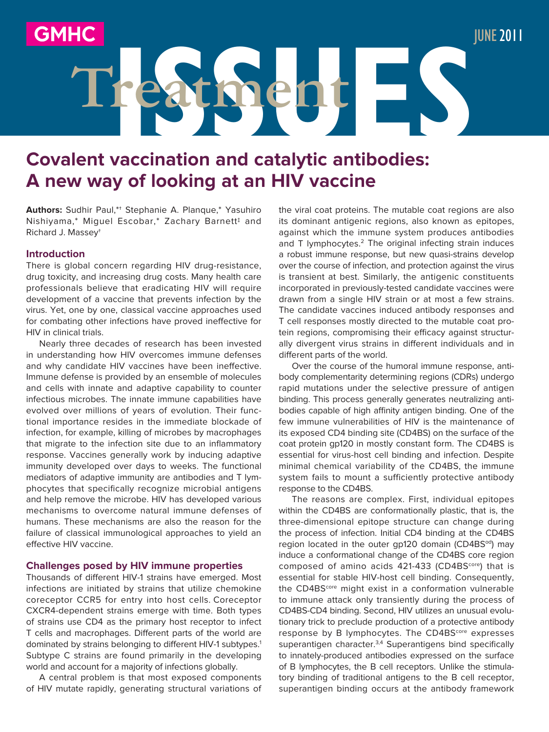GMHC

JUNE 2011

# Treatment ISSUES

## Covalent vaccination and catalytic antibodies: A new way of looking at an HIV vaccine

**Authors:** Sudhir Paul,*† Stephanie A. Planque,* Yasuhiro Nishiyama,* Miguel Escobar,* Zachary Barnett‡ and Richard J. Massey†

### Introduction

There is global concern regarding HIV drug-resistance, drug toxicity, and increasing drug costs. Many health care professionals believe that eradicating HIV will require development of a vaccine that prevents infection by the virus. Yet, one by one, classical vaccine approaches used for combating other infections have proved ineffective for HIV in clinical trials.

Nearly three decades of research has been invested in understanding how HIV overcomes immune defenses and why candidate HIV vaccines have been ineffective. Immune defense is provided by an ensemble of molecules and cells with innate and adaptive capability to counter infectious microbes. The innate immune capabilities have evolved over millions of years of evolution. Their functional importance resides in the immediate blockade of infection, for example, killing of microbes by macrophages that migrate to the infection site due to an inflammatory response. Vaccines generally work by inducing adaptive immunity developed over days to weeks. The functional mediators of adaptive immunity are antibodies and T lymphocytes that specifically recognize microbial antigens and help remove the microbe. HIV has developed various mechanisms to overcome natural immune defenses of humans. These mechanisms are also the reason for the failure of classical immunological approaches to yield an effective HIV vaccine.

### Challenges posed by HIV immune properties

Thousands of different HIV-1 strains have emerged. Most infections are initiated by strains that utilize chemokine coreceptor CCR5 for entry into host cells. Coreceptor CXCR4-dependent strains emerge with time. Both types of strains use CD4 as the primary host receptor to infect T cells and macrophages. Different parts of the world are dominated by strains belonging to different HIV-1 subtypes.[1] Subtype C strains are found primarily in the developing world and account for a majority of infections globally.

A central problem is that most exposed components of HIV mutate rapidly, generating structural variations of the viral coat proteins. The mutable coat regions are also its dominant antigenic regions, also known as epitopes, against which the immune system produces antibodies and T lymphocytes.[2] The original infecting strain induces a robust immune response, but new quasi-strains develop over the course of infection, and protection against the virus is transient at best. Similarly, the antigenic constituents incorporated in previously-tested candidate vaccines were drawn from a single HIV strain or at most a few strains. The candidate vaccines induced antibody responses and T cell responses mostly directed to the mutable coat protein regions, compromising their efficacy against structurally divergent virus strains in different individuals and in different parts of the world.

Over the course of the humoral immune response, antibody complementarity determining regions (CDRs) undergo rapid mutations under the selective pressure of antigen binding. This process generally generates neutralizing antibodies capable of high affinity antigen binding. One of the few immune vulnerabilities of HIV is the maintenance of its exposed CD4 binding site (CD4BS) on the surface of the coat protein gp120 in mostly constant form. The CD4BS is essential for virus-host cell binding and infection. Despite minimal chemical variability of the CD4BS, the immune system fails to mount a sufficiently protective antibody response to the CD4BS.

The reasons are complex. First, individual epitopes within the CD4BS are conformationally plastic, that is, the three-dimensional epitope structure can change during the process of infection. Initial CD4 binding at the CD4BS region located in the outer gp120 domain ($CD4BS^{od}$) may induce a conformational change of the CD4BS core region composed of amino acids 421-433 ($CD4BS^{core}$) that is essential for stable HIV-host cell binding. Consequently, the $CD4BS^{core}$ might exist in a conformation vulnerable to immune attack only transiently during the process of CD4BS-CD4 binding. Second, HIV utilizes an unusual evolutionary trick to preclude production of a protective antibody response by B lymphocytes. The $CD4BS^{core}$ expresses superantigen character.[3,4] Superantigens bind specifically to innately-produced antibodies expressed on the surface of B lymphocytes, the B cell receptors. Unlike the stimulatory binding of traditional antigens to the B cell receptor, superantigen binding occurs at the antibody framework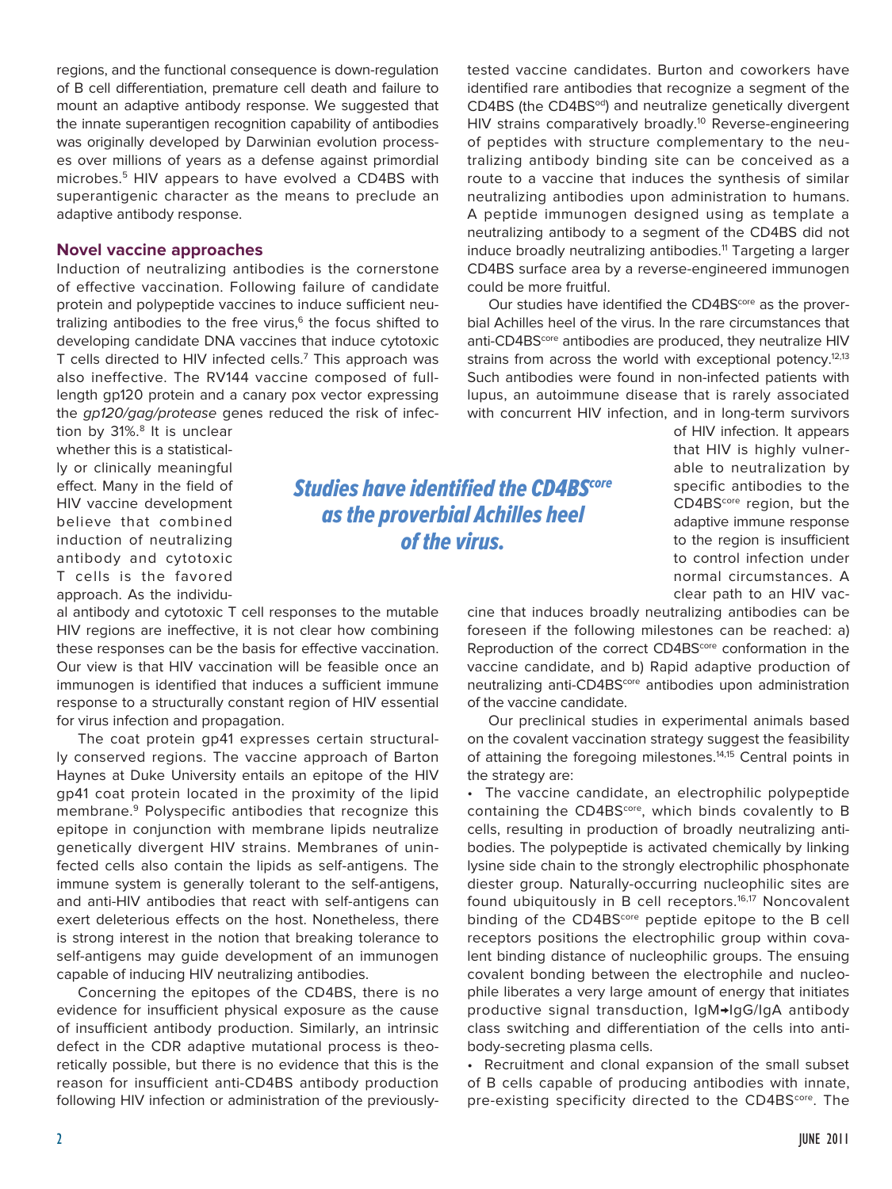regions, and the functional consequence is down-regulation of B cell differentiation, premature cell death and failure to mount an adaptive antibody response. We suggested that the innate superantigen recognition capability of antibodies was originally developed by Darwinian evolution processes over millions of years as a defense against primordial microbes.[5] HIV appears to have evolved a CD4BS with superantigenic character as the means to preclude an adaptive antibody response.

## Novel vaccine approaches

Induction of neutralizing antibodies is the cornerstone of effective vaccination. Following failure of candidate protein and polypeptide vaccines to induce sufficient neutralizing antibodies to the free virus,[6] the focus shifted to developing candidate DNA vaccines that induce cytotoxic T cells directed to HIV infected cells.[7] This approach was also ineffective. The RV144 vaccine composed of full-length gp120 protein and a canary pox vector expressing the *gp120/gag/protease* genes reduced the risk of infection by 31%.[8] It is unclear whether this is a statistically or clinically meaningful effect. Many in the field of HIV vaccine development believe that combined induction of neutralizing antibody and cytotoxic T cells is the favored approach. As the individual antibody and cytotoxic T cell responses to the mutable HIV regions are ineffective, it is not clear how combining these responses can be the basis for effective vaccination. Our view is that HIV vaccination will be feasible once an immunogen is identified that induces a sufficient immune response to a structurally constant region of HIV essential for virus infection and propagation.

The coat protein gp41 expresses certain structurally conserved regions. The vaccine approach of Barton Haynes at Duke University entails an epitope of the HIV gp41 coat protein located in the proximity of the lipid membrane.[9] Polyspecific antibodies that recognize this epitope in conjunction with membrane lipids neutralize genetically divergent HIV strains. Membranes of uninfected cells also contain the lipids as self-antigens. The immune system is generally tolerant to the self-antigens, and anti-HIV antibodies that react with self-antigens can exert deleterious effects on the host. Nonetheless, there is strong interest in the notion that breaking tolerance to self-antigens may guide development of an immunogen capable of inducing HIV neutralizing antibodies.

Concerning the epitopes of the CD4BS, there is no evidence for insufficient physical exposure as the cause of insufficient antibody production. Similarly, an intrinsic defect in the CDR adaptive mutational process is theoretically possible, but there is no evidence that this is the reason for insufficient anti-CD4BS antibody production following HIV infection or administration of the previously-tested vaccine candidates. Burton and coworkers have identified rare antibodies that recognize a segment of the CD4BS (the CD4BS$^{od}$) and neutralize genetically divergent HIV strains comparatively broadly.[10] Reverse-engineering of peptides with structure complementary to the neutralizing antibody binding site can be conceived as a route to a vaccine that induces the synthesis of similar neutralizing antibodies upon administration to humans. A peptide immunogen designed using as template a neutralizing antibody to a segment of the CD4BS did not induce broadly neutralizing antibodies.[11] Targeting a larger CD4BS surface area by a reverse-engineered immunogen could be more fruitful.

Our studies have identified the CD4BS$^{core}$ as the proverbial Achilles heel of the virus. In the rare circumstances that anti-CD4BS$^{core}$ antibodies are produced, they neutralize HIV strains from across the world with exceptional potency.[12,13] Such antibodies were found in non-infected patients with lupus, an autoimmune disease that is rarely associated with concurrent HIV infection, and in long-term survivors of HIV infection. It appears that HIV is highly vulnerable to neutralization by specific antibodies to the CD4BS$^{core}$ region, but the adaptive immune response to the region is insufficient to control infection under normal circumstances. A clear path to an HIV vaccine that induces broadly neutralizing antibodies can be foreseen if the following milestones can be reached: a) Reproduction of the correct CD4BS$^{core}$ conformation in the vaccine candidate, and b) Rapid adaptive production of neutralizing anti-CD4BS$^{core}$ antibodies upon administration of the vaccine candidate.

***Studies have identified the CD4BS$^{core}$ as the proverbial Achilles heel of the virus.***

Our preclinical studies in experimental animals based on the covalent vaccination strategy suggest the feasibility of attaining the foregoing milestones.[14,15] Central points in the strategy are:

- The vaccine candidate, an electrophilic polypeptide containing the CD4BS$^{core}$, which binds covalently to B cells, resulting in production of broadly neutralizing antibodies. The polypeptide is activated chemically by linking lysine side chain to the strongly electrophilic phosphonate diester group. Naturally-occurring nucleophilic sites are found ubiquitously in B cell receptors.[16,17] Noncovalent binding of the CD4BS$^{core}$ peptide epitope to the B cell receptors positions the electrophilic group within covalent binding distance of nucleophilic groups. The ensuing covalent bonding between the electrophile and nucleophile liberates a very large amount of energy that initiates productive signal transduction, IgM→IgG/IgA antibody class switching and differentiation of the cells into antibody-secreting plasma cells.
- Recruitment and clonal expansion of the small subset of B cells capable of producing antibodies with innate, pre-existing specificity directed to the CD4BS$^{core}$. The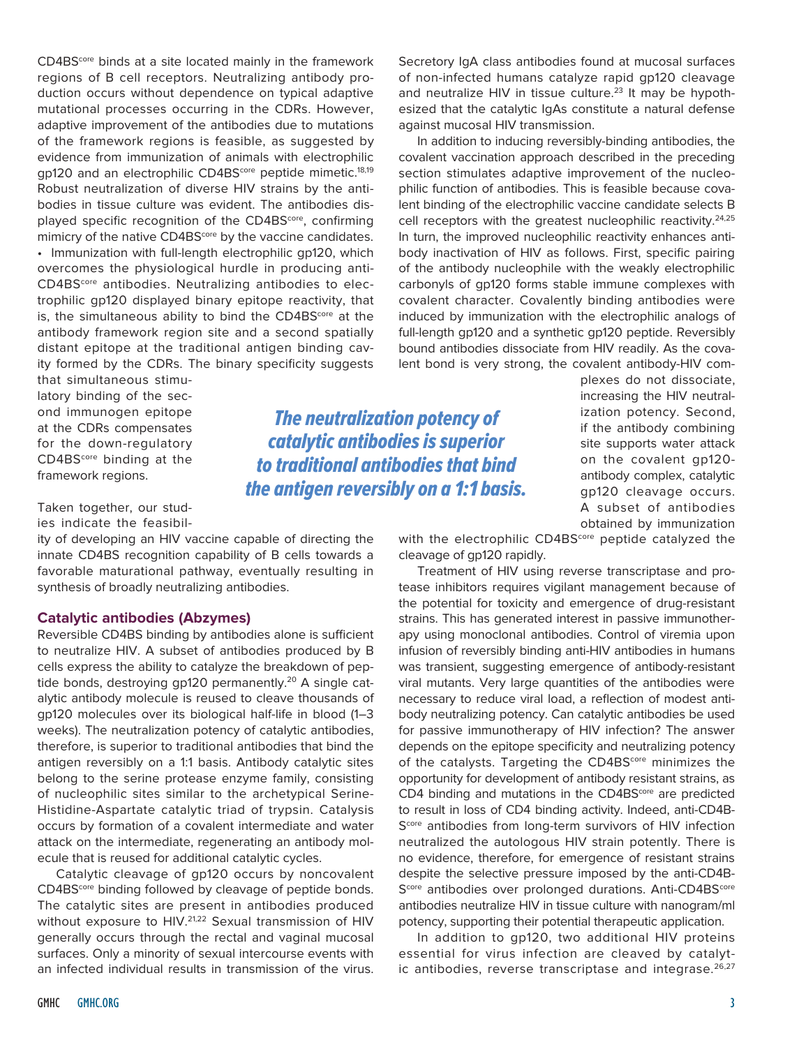CD4BS[core] binds at a site located mainly in the framework regions of B cell receptors. Neutralizing antibody production occurs without dependence on typical adaptive mutational processes occurring in the CDRs. However, adaptive improvement of the antibodies due to mutations of the framework regions is feasible, as suggested by evidence from immunization of animals with electrophilic gp120 and an electrophilic CD4BS[core] peptide mimetic.[18,19] Robust neutralization of diverse HIV strains by the antibodies in tissue culture was evident. The antibodies displayed specific recognition of the CD4BS[core], confirming mimicry of the native CD4BS[core] by the vaccine candidates.

- Immunization with full-length electrophilic gp120, which overcomes the physiological hurdle in producing anti-CD4BS[core] antibodies. Neutralizing antibodies to electrophilic gp120 displayed binary epitope reactivity, that is, the simultaneous ability to bind the CD4BS[core] at the antibody framework region site and a second spatially distant epitope at the traditional antigen binding cavity formed by the CDRs. The binary specificity suggests that simultaneous stimulatory binding of the second immunogen epitope at the CDRs compensates for the down-regulatory CD4BS[core] binding at the framework regions.

Taken together, our studies indicate the feasibility of developing an HIV vaccine capable of directing the innate CD4BS recognition capability of B cells towards a favorable maturational pathway, eventually resulting in synthesis of broadly neutralizing antibodies.

## Catalytic antibodies (Abzymes)

Reversible CD4BS binding by antibodies alone is sufficient to neutralize HIV. A subset of antibodies produced by B cells express the ability to catalyze the breakdown of peptide bonds, destroying gp120 permanently.[20] A single catalytic antibody molecule is reused to cleave thousands of gp120 molecules over its biological half-life in blood (1–3 weeks). The neutralization potency of catalytic antibodies, therefore, is superior to traditional antibodies that bind the antigen reversibly on a 1:1 basis. Antibody catalytic sites belong to the serine protease enzyme family, consisting of nucleophilic sites similar to the archetypical Serine-Histidine-Aspartate catalytic triad of trypsin. Catalysis occurs by formation of a covalent intermediate and water attack on the intermediate, regenerating an antibody molecule that is reused for additional catalytic cycles.

Catalytic cleavage of gp120 occurs by noncovalent CD4BS[core] binding followed by cleavage of peptide bonds. The catalytic sites are present in antibodies produced without exposure to HIV.[21,22] Sexual transmission of HIV generally occurs through the rectal and vaginal mucosal surfaces. Only a minority of sexual intercourse events with an infected individual results in transmission of the virus. Secretory IgA class antibodies found at mucosal surfaces of non-infected humans catalyze rapid gp120 cleavage and neutralize HIV in tissue culture.[23] It may be hypothesized that the catalytic IgAs constitute a natural defense against mucosal HIV transmission.

*The neutralization potency of catalytic antibodies is superior to traditional antibodies that bind the antigen reversibly on a 1:1 basis.*

In addition to inducing reversibly-binding antibodies, the covalent vaccination approach described in the preceding section stimulates adaptive improvement of the nucleophilic function of antibodies. This is feasible because covalent binding of the electrophilic vaccine candidate selects B cell receptors with the greatest nucleophilic reactivity.[24,25] In turn, the improved nucleophilic reactivity enhances antibody inactivation of HIV as follows. First, specific pairing of the antibody nucleophile with the weakly electrophilic carbonyls of gp120 forms stable immune complexes with covalent character. Covalently binding antibodies were induced by immunization with the electrophilic analogs of full-length gp120 and a synthetic gp120 peptide. Reversibly bound antibodies dissociate from HIV readily. As the covalent bond is very strong, the covalent antibody-HIV complexes do not dissociate, increasing the HIV neutralization potency. Second, if the antibody combining site supports water attack on the covalent gp120-antibody complex, catalytic gp120 cleavage occurs. A subset of antibodies obtained by immunization with the electrophilic CD4BS[core] peptide catalyzed the cleavage of gp120 rapidly.

Treatment of HIV using reverse transcriptase and protease inhibitors requires vigilant management because of the potential for toxicity and emergence of drug-resistant strains. This has generated interest in passive immunotherapy using monoclonal antibodies. Control of viremia upon infusion of reversibly binding anti-HIV antibodies in humans was transient, suggesting emergence of antibody-resistant viral mutants. Very large quantities of the antibodies were necessary to reduce viral load, a reflection of modest antibody neutralizing potency. Can catalytic antibodies be used for passive immunotherapy of HIV infection? The answer depends on the epitope specificity and neutralizing potency of the catalysts. Targeting the CD4BS[core] minimizes the opportunity for development of antibody resistant strains, as CD4 binding and mutations in the CD4BS[core] are predicted to result in loss of CD4 binding activity. Indeed, anti-CD4BS[core] antibodies from long-term survivors of HIV infection neutralized the autologous HIV strain potently. There is no evidence, therefore, for emergence of resistant strains despite the selective pressure imposed by the anti-CD4BS[core] antibodies over prolonged durations. Anti-CD4BS[core] antibodies neutralize HIV in tissue culture with nanogram/ml potency, supporting their potential therapeutic application.

In addition to gp120, two additional HIV proteins essential for virus infection are cleaved by catalytic antibodies, reverse transcriptase and integrase.[26,27]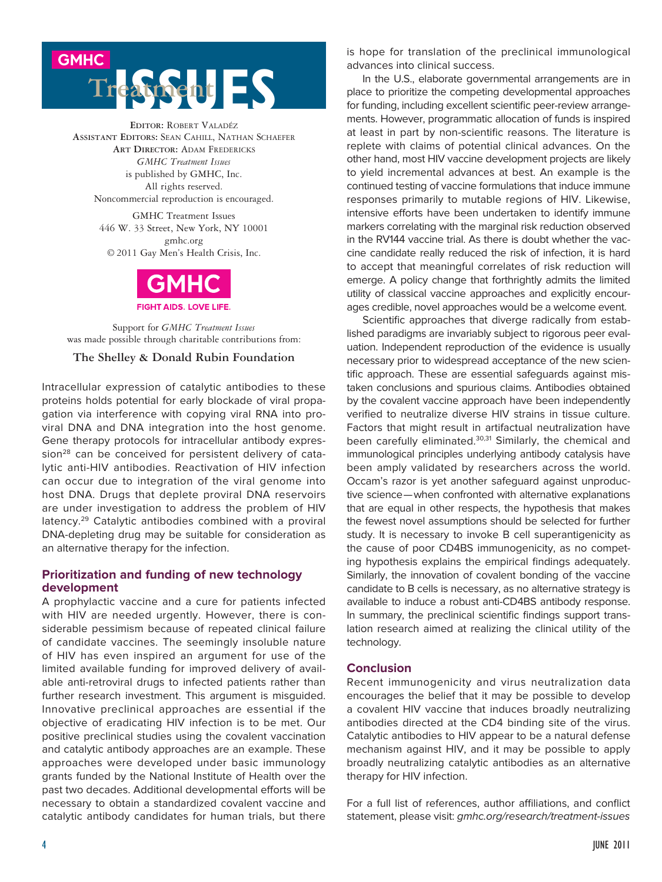# GMHC Treatment ISSUES

**Editor:** Robert Valadéz
**Assistant Editors:** Sean Cahill, Nathan Schaefer
**Art Director:** Adam Fredericks

*GMHC Treatment Issues*
is published by GMHC, Inc.
All rights reserved.
Noncommercial reproduction is encouraged.

GMHC Treatment Issues
446 W. 33 Street, New York, NY 10001
gmhc.org
© 2011 Gay Men's Health Crisis, Inc.

GMHC
FIGHT AIDS. LOVE LIFE.

Support for *GMHC Treatment Issues*
was made possible through charitable contributions from:

**The Shelley & Donald Rubin Foundation**

Intracellular expression of catalytic antibodies to these proteins holds potential for early blockade of viral propagation via interference with copying viral RNA into proviral DNA and DNA integration into the host genome. Gene therapy protocols for intracellular antibody expression[28] can be conceived for persistent delivery of catalytic anti-HIV antibodies. Reactivation of HIV infection can occur due to integration of the viral genome into host DNA. Drugs that deplete proviral DNA reservoirs are under investigation to address the problem of HIV latency.[29] Catalytic antibodies combined with a proviral DNA-depleting drug may be suitable for consideration as an alternative therapy for the infection.

## Prioritization and funding of new technology development

A prophylactic vaccine and a cure for patients infected with HIV are needed urgently. However, there is considerable pessimism because of repeated clinical failure of candidate vaccines. The seemingly insoluble nature of HIV has even inspired an argument for use of the limited available funding for improved delivery of available anti-retroviral drugs to infected patients rather than further research investment. This argument is misguided. Innovative preclinical approaches are essential if the objective of eradicating HIV infection is to be met. Our positive preclinical studies using the covalent vaccination and catalytic antibody approaches are an example. These approaches were developed under basic immunology grants funded by the National Institute of Health over the past two decades. Additional developmental efforts will be necessary to obtain a standardized covalent vaccine and catalytic antibody candidates for human trials, but there is hope for translation of the preclinical immunological advances into clinical success.

In the U.S., elaborate governmental arrangements are in place to prioritize the competing developmental approaches for funding, including excellent scientific peer-review arrangements. However, programmatic allocation of funds is inspired at least in part by non-scientific reasons. The literature is replete with claims of potential clinical advances. On the other hand, most HIV vaccine development projects are likely to yield incremental advances at best. An example is the continued testing of vaccine formulations that induce immune responses primarily to mutable regions of HIV. Likewise, intensive efforts have been undertaken to identify immune markers correlating with the marginal risk reduction observed in the RV144 vaccine trial. As there is doubt whether the vaccine candidate really reduced the risk of infection, it is hard to accept that meaningful correlates of risk reduction will emerge. A policy change that forthrightly admits the limited utility of classical vaccine approaches and explicitly encourages credible, novel approaches would be a welcome event.

Scientific approaches that diverge radically from established paradigms are invariably subject to rigorous peer evaluation. Independent reproduction of the evidence is usually necessary prior to widespread acceptance of the new scientific approach. These are essential safeguards against mistaken conclusions and spurious claims. Antibodies obtained by the covalent vaccine approach have been independently verified to neutralize diverse HIV strains in tissue culture. Factors that might result in artifactual neutralization have been carefully eliminated.[30,31] Similarly, the chemical and immunological principles underlying antibody catalysis have been amply validated by researchers across the world. Occam's razor is yet another safeguard against unproductive science—when confronted with alternative explanations that are equal in other respects, the hypothesis that makes the fewest novel assumptions should be selected for further study. It is necessary to invoke B cell superantigenicity as the cause of poor CD4BS immunogenicity, as no competing hypothesis explains the empirical findings adequately. Similarly, the innovation of covalent bonding of the vaccine candidate to B cells is necessary, as no alternative strategy is available to induce a robust anti-CD4BS antibody response. In summary, the preclinical scientific findings support translation research aimed at realizing the clinical utility of the technology.

## Conclusion

Recent immunogenicity and virus neutralization data encourages the belief that it may be possible to develop a covalent HIV vaccine that induces broadly neutralizing antibodies directed at the CD4 binding site of the virus. Catalytic antibodies to HIV appear to be a natural defense mechanism against HIV, and it may be possible to apply broadly neutralizing catalytic antibodies as an alternative therapy for HIV infection.

For a full list of references, author affiliations, and conflict statement, please visit: *gmhc.org/research/treatment-issues*